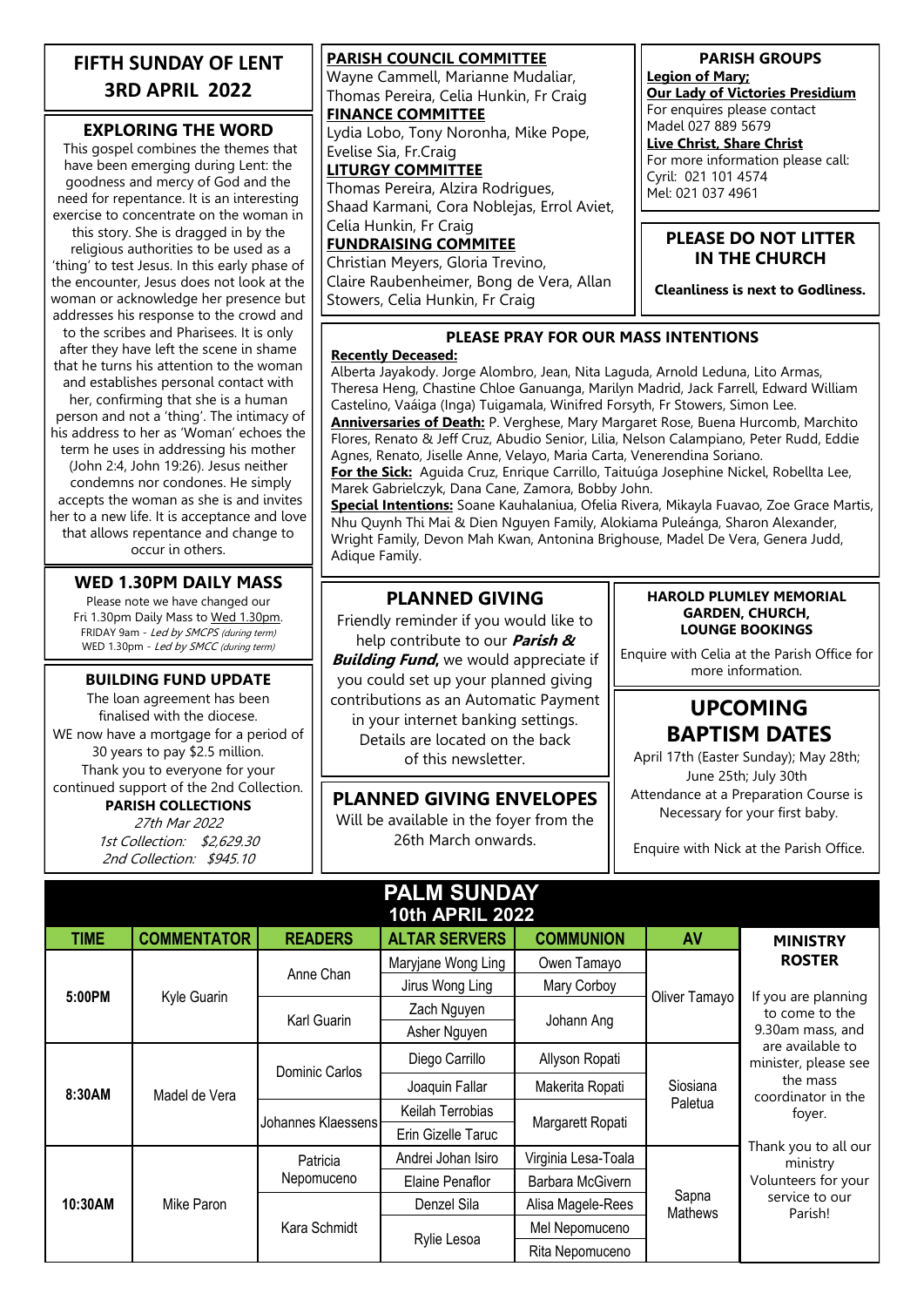# FIFTH SUNDAY OF LENT

## 3RD APRIL 2022

### EXPLORING THE WORD

This gospel combines the themes that have been emerging during Lent: the goodness and mercy of God and the need for repentance. It is an interesting exercise to concentrate on the woman in this story. She is dragged in by the religious authorities to be used as a 'thing' to test Jesus. In this early phase of the encounter, Jesus does not look at the woman or acknowledge her presence but addresses his response to the crowd and to the scribes and Pharisees. It is only after they have left the scene in shame that he turns his attention to the woman and establishes personal contact with her, confirming that she is a human person and not a 'thing'. The intimacy of his address to her as 'Woman' echoes the term he uses in addressing his mother (John 2:4, John 19:26). Jesus neither condemns nor condones. He simply accepts the woman as she is and invites her to a new life. It is acceptance and love that allows repentance and change to occur in others.

### WED 1.30PM DAILY MASS

Please note we have changed our Fri 1.30pm Daily Mass to Wed 1.30pm.
FRIDAY 9am - *Led by SMCPS (during term)*
WED 1.30pm - *Led by SMCC (during term)*

### BUILDING FUND UPDATE

The loan agreement has been finalised with the diocese.
WE now have a mortgage for a period of 30 years to pay $2.5 million.
Thank you to everyone for your continued support of the 2nd Collection.

**PARISH COLLECTIONS**

*27th Mar 2022*
*1st Collection: $2,629.30*
*2nd Collection: $945.10*

### PARISH COUNCIL COMMITTEE

Wayne Cammell, Marianne Mudaliar, Thomas Pereira, Celia Hunkin, Fr Craig

### FINANCE COMMITTEE

Lydia Lobo, Tony Noronha, Mike Pope, Evelise Sia, Fr.Craig

### LITURGY COMMITTEE

Thomas Pereira, Alzira Rodrigues, Shaad Karmani, Cora Noblejas, Errol Aviet, Celia Hunkin, Fr Craig

### FUNDRAISING COMMITEE

Christian Meyers, Gloria Trevino, Claire Raubenheimer, Bong de Vera, Allan Stowers, Celia Hunkin, Fr Craig

### PARISH GROUPS

**Legion of Mary;**
**Our Lady of Victories Presidium**
For enquires please contact
Madel 027 889 5679

**Live Christ, Share Christ**
For more information please call:
Cyril: 021 101 4574
Mel: 021 037 4961

### PLEASE DO NOT LITTER IN THE CHURCH

**Cleanliness is next to Godliness.**

### PLEASE PRAY FOR OUR MASS INTENTIONS

**Recently Deceased:**
Alberta Jayakody. Jorge Alombro, Jean, Nita Laguda, Arnold Leduna, Lito Armas, Theresa Heng, Chastine Chloe Ganuanga, Marilyn Madrid, Jack Farrell, Edward William Castelino, Vaáiga (Inga) Tuigamala, Winifred Forsyth, Fr Stowers, Simon Lee.

**Anniversaries of Death:** P. Verghese, Mary Margaret Rose, Buena Hurcomb, Marchito Flores, Renato & Jeff Cruz, Abudio Senior, Lilia, Nelson Calampiano, Peter Rudd, Eddie Agnes, Renato, Jiselle Anne, Velayo, Maria Carta, Venerendina Soriano.

**For the Sick:** Aguida Cruz, Enrique Carrillo, Taituúga Josephine Nickel, Robellta Lee, Marek Gabrielczyk, Dana Cane, Zamora, Bobby John.

**Special Intentions:** Soane Kauhalaniua, Ofelia Rivera, Mikayla Fuavao, Zoe Grace Martis, Nhu Quynh Thi Mai & Dien Nguyen Family, Alokiama Puleánga, Sharon Alexander, Wright Family, Devon Mah Kwan, Antonina Brighouse, Madel De Vera, Genera Judd, Adique Family.

### PLANNED GIVING

Friendly reminder if you would like to help contribute to our ***Parish & Building Fund***, we would appreciate if you could set up your planned giving contributions as an Automatic Payment in your internet banking settings. Details are located on the back of this newsletter.

### PLANNED GIVING ENVELOPES

Will be available in the foyer from the 26th March onwards.

### HAROLD PLUMLEY MEMORIAL GARDEN, CHURCH, LOUNGE BOOKINGS

Enquire with Celia at the Parish Office for more information.

### UPCOMING BAPTISM DATES

April 17th (Easter Sunday); May 28th; June 25th; July 30th
Attendance at a Preparation Course is Necessary for your first baby.

Enquire with Nick at the Parish Office.

## PALM SUNDAY
## 10th APRIL 2022

| TIME | COMMENTATOR | READERS | ALTAR SERVERS | COMMUNION | AV |
|---|---|---|---|---|---|
| 5:00PM | Kyle Guarin | Anne Chan | Maryjane Wong Ling | Owen Tamayo | Oliver Tamayo |
| | | | Jirus Wong Ling | Mary Corboy | |
| | | Karl Guarin | Zach Nguyen | Johann Ang | |
| | | | Asher Nguyen | | |
| 8:30AM | Madel de Vera | Dominic Carlos | Diego Carrillo | Allyson Ropati | Siosiana Paletua |
| | | | Joaquin Fallar | Makerita Ropati | |
| | | Johannes Klaessens | Keilah Terrobias | Margarett Ropati | |
| | | | Erin Gizelle Taruc | | |
| 10:30AM | Mike Paron | Patricia Nepomuceno | Andrei Johan Isiro | Virginia Lesa-Toala | Sapna Mathews |
| | | | Elaine Penaflor | Barbara McGivern | |
| | | Kara Schmidt | Denzel Sila | Alisa Magele-Rees | |
| | | | Rylie Lesoa | Mel Nepomuceno | |
| | | | | Rita Nepomuceno | |

**MINISTRY ROSTER**

If you are planning to come to the 9.30am mass, and are available to minister, please see the mass coordinator in the foyer.

Thank you to all our ministry Volunteers for your service to our Parish!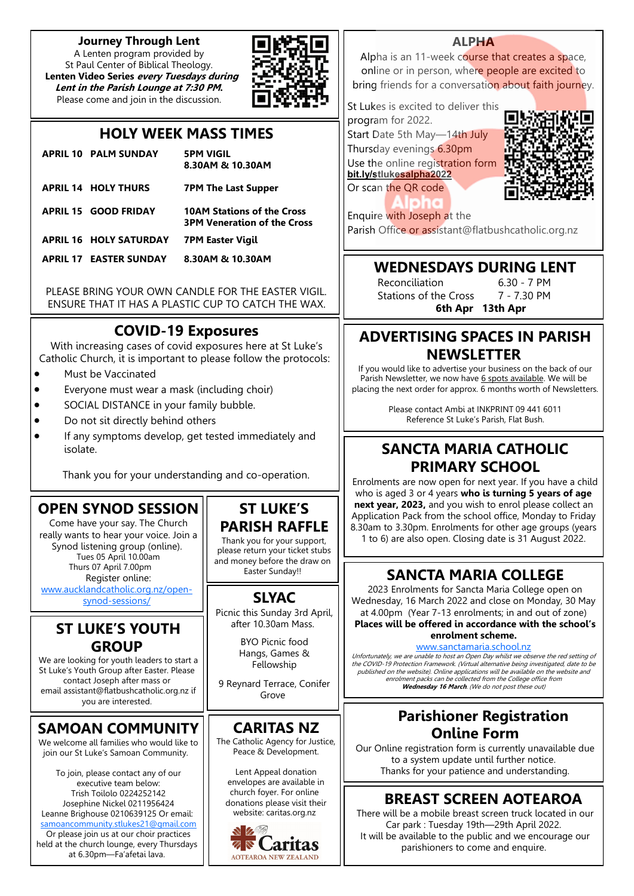## Journey Through Lent

A Lenten program provided by St Paul Center of Biblical Theology.

**Lenten Video Series *every Tuesdays during Lent in the Parish Lounge at 7:30 PM.***

Please come and join in the discussion.

## HOLY WEEK MASS TIMES

| | | |
|---|---|---|
| **APRIL 10** | **PALM SUNDAY** | **5PM VIGIL**<br>**8.30AM & 10.30AM** |
| **APRIL 14** | **HOLY THURS** | **7PM The Last Supper** |
| **APRIL 15** | **GOOD FRIDAY** | **10AM Stations of the Cross**<br>**3PM Veneration of the Cross** |
| **APRIL 16** | **HOLY SATURDAY** | **7PM Easter Vigil** |
| **APRIL 17** | **EASTER SUNDAY** | **8.30AM & 10.30AM** |

PLEASE BRING YOUR OWN CANDLE FOR THE EASTER VIGIL. ENSURE THAT IT HAS A PLASTIC CUP TO CATCH THE WAX.

## COVID-19 Exposures

With increasing cases of covid exposures here at St Luke's Catholic Church, it is important to please follow the protocols:

- Must be Vaccinated
- Everyone must wear a mask (including choir)
- SOCIAL DISTANCE in your family bubble.
- Do not sit directly behind others
- If any symptoms develop, get tested immediately and isolate.

Thank you for your understanding and co-operation.

## OPEN SYNOD SESSION

Come have your say. The Church really wants to hear your voice. Join a Synod listening group (online).

Tues 05 April 10.00am
Thurs 07 April 7.00pm

Register online:
www.aucklandcatholic.org.nz/open-synod-sessions/

## ST LUKE'S PARISH RAFFLE

Thank you for your support, please return your ticket stubs and money before the draw on Easter Sunday!!

## ST LUKE'S YOUTH GROUP

We are looking for youth leaders to start a St Luke's Youth Group after Easter. Please contact Joseph after mass or email assistant@flatbushcatholic.org.nz if you are interested.

## SLYAC

Picnic this Sunday 3rd April, after 10.30am Mass.

BYO Picnic food
Hangs, Games & Fellowship

9 Reynard Terrace, Conifer Grove

## SAMOAN COMMUNITY

We welcome all families who would like to join our St Luke's Samoan Community.

To join, please contact any of our executive team below:
Trish Toilolo 0224252142
Josephine Nickel 0211956424
Leanne Brighouse 0210639125 Or email: samoancommunity.stlukes21@gmail.com

Or please join us at our choir practices held at the church lounge, every Thursdays at 6.30pm—Fa'afetai lava.

## CARITAS NZ

The Catholic Agency for Justice, Peace & Development.

Lent Appeal donation envelopes are available in church foyer. For online donations please visit their website: caritas.org.nz

Caritas AOTEAROA NEW ZEALAND

## ALPHA

Alpha is an 11-week course that creates a space, online or in person, where people are excited to bring friends for a conversation about faith journey.

St Lukes is excited to deliver this program for 2022.
Start Date 5th May—14th July
Thursday evenings 6.30pm
Use the online registration form **bit.ly/stlukesalpha2022**
Or scan the QR code

Enquire with Joseph at the Parish Office or assistant@flatbushcatholic.org.nz

## WEDNESDAYS DURING LENT

| | |
|---|---|
| Reconciliation | 6.30 - 7 PM |
| Stations of the Cross | 7 - 7.30 PM |

**6th Apr 13th Apr**

## ADVERTISING SPACES IN PARISH NEWSLETTER

If you would like to advertise your business on the back of our Parish Newsletter, we now have 6 spots available. We will be placing the next order for approx. 6 months worth of Newsletters.

Please contact Ambi at INKPRINT 09 441 6011
Reference St Luke's Parish, Flat Bush.

## SANCTA MARIA CATHOLIC PRIMARY SCHOOL

Enrolments are now open for next year. If you have a child who is aged 3 or 4 years **who is turning 5 years of age next year, 2023,** and you wish to enrol please collect an Application Pack from the school office, Monday to Friday 8.30am to 3.30pm. Enrolments for other age groups (years 1 to 6) are also open. Closing date is 31 August 2022.

## SANCTA MARIA COLLEGE

2023 Enrolments for Sancta Maria College open on Wednesday, 16 March 2022 and close on Monday, 30 May at 4.00pm (Year 7-13 enrolments; in and out of zone)

**Places will be offered in accordance with the school's enrolment scheme.**

www.sanctamaria.school.nz

*Unfortunately, we are unable to host an Open Day whilst we observe the red setting of the COVID-19 Protection Framework. (Virtual alternative being investigated, date to be published on the website). Online applications will be available on the website and enrolment packs can be collected from the College office from* ***Wednesday 16 March****. (We do not post these out)*

## Parishioner Registration Online Form

Our Online registration form is currently unavailable due to a system update until further notice.
Thanks for your patience and understanding.

## BREAST SCREEN AOTEAROA

There will be a mobile breast screen truck located in our Car park : Tuesday 19th—29th April 2022.
It will be available to the public and we encourage our parishioners to come and enquire.